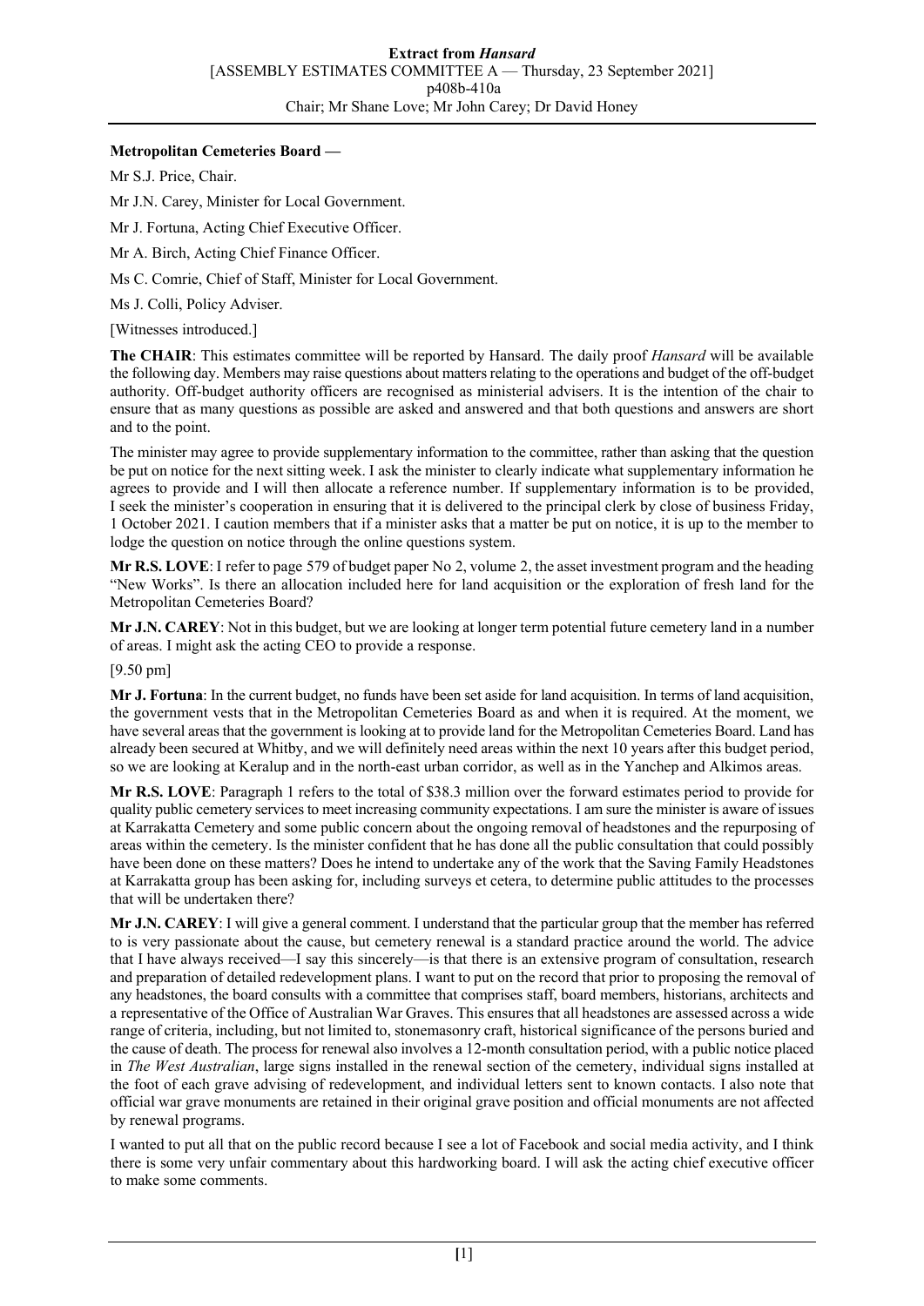**Metropolitan Cemeteries Board —**

Mr S.J. Price, Chair.

Mr J.N. Carey, Minister for Local Government.

Mr J. Fortuna, Acting Chief Executive Officer.

Mr A. Birch, Acting Chief Finance Officer.

Ms C. Comrie, Chief of Staff, Minister for Local Government.

Ms J. Colli, Policy Adviser.

[Witnesses introduced.]

**The CHAIR**: This estimates committee will be reported by Hansard. The daily proof *Hansard* will be available the following day. Members may raise questions about matters relating to the operations and budget of the off-budget authority. Off-budget authority officers are recognised as ministerial advisers. It is the intention of the chair to ensure that as many questions as possible are asked and answered and that both questions and answers are short and to the point.

The minister may agree to provide supplementary information to the committee, rather than asking that the question be put on notice for the next sitting week. I ask the minister to clearly indicate what supplementary information he agrees to provide and I will then allocate a reference number. If supplementary information is to be provided, I seek the minister's cooperation in ensuring that it is delivered to the principal clerk by close of business Friday, 1 October 2021. I caution members that if a minister asks that a matter be put on notice, it is up to the member to lodge the question on notice through the online questions system.

**Mr R.S. LOVE**: I refer to page 579 of budget paper No 2, volume 2, the asset investment program and the heading "New Works". Is there an allocation included here for land acquisition or the exploration of fresh land for the Metropolitan Cemeteries Board?

**Mr J.N. CAREY**: Not in this budget, but we are looking at longer term potential future cemetery land in a number of areas. I might ask the acting CEO to provide a response.

[9.50 pm]

**Mr J. Fortuna**: In the current budget, no funds have been set aside for land acquisition. In terms of land acquisition, the government vests that in the Metropolitan Cemeteries Board as and when it is required. At the moment, we have several areas that the government is looking at to provide land for the Metropolitan Cemeteries Board. Land has already been secured at Whitby, and we will definitely need areas within the next 10 years after this budget period, so we are looking at Keralup and in the north-east urban corridor, as well as in the Yanchep and Alkimos areas.

**Mr R.S. LOVE**: Paragraph 1 refers to the total of $38.3 million over the forward estimates period to provide for quality public cemetery services to meet increasing community expectations. I am sure the minister is aware of issues at Karrakatta Cemetery and some public concern about the ongoing removal of headstones and the repurposing of areas within the cemetery. Is the minister confident that he has done all the public consultation that could possibly have been done on these matters? Does he intend to undertake any of the work that the Saving Family Headstones at Karrakatta group has been asking for, including surveys et cetera, to determine public attitudes to the processes that will be undertaken there?

**Mr J.N. CAREY**: I will give a general comment. I understand that the particular group that the member has referred to is very passionate about the cause, but cemetery renewal is a standard practice around the world. The advice that I have always received—I say this sincerely—is that there is an extensive program of consultation, research and preparation of detailed redevelopment plans. I want to put on the record that prior to proposing the removal of any headstones, the board consults with a committee that comprises staff, board members, historians, architects and a representative of the Office of Australian War Graves. This ensures that all headstones are assessed across a wide range of criteria, including, but not limited to, stonemasonry craft, historical significance of the persons buried and the cause of death. The process for renewal also involves a 12-month consultation period, with a public notice placed in *The West Australian*, large signs installed in the renewal section of the cemetery, individual signs installed at the foot of each grave advising of redevelopment, and individual letters sent to known contacts. I also note that official war grave monuments are retained in their original grave position and official monuments are not affected by renewal programs.

I wanted to put all that on the public record because I see a lot of Facebook and social media activity, and I think there is some very unfair commentary about this hardworking board. I will ask the acting chief executive officer to make some comments.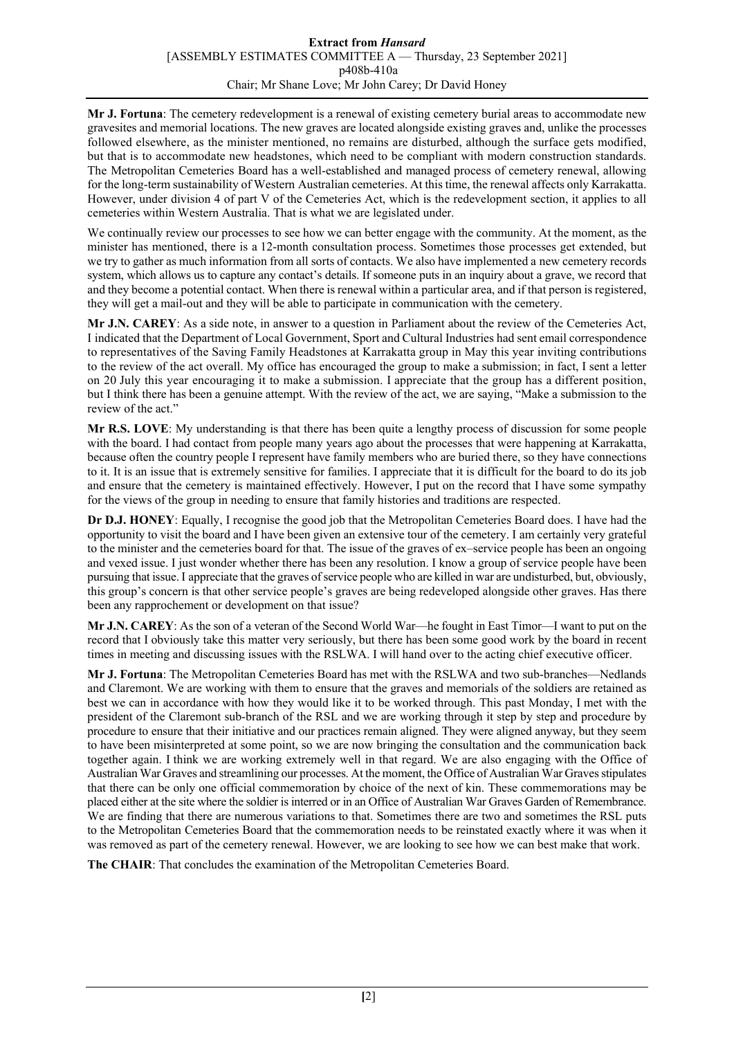**Mr J. Fortuna**: The cemetery redevelopment is a renewal of existing cemetery burial areas to accommodate new gravesites and memorial locations. The new graves are located alongside existing graves and, unlike the processes followed elsewhere, as the minister mentioned, no remains are disturbed, although the surface gets modified, but that is to accommodate new headstones, which need to be compliant with modern construction standards. The Metropolitan Cemeteries Board has a well-established and managed process of cemetery renewal, allowing for the long-term sustainability of Western Australian cemeteries. At this time, the renewal affects only Karrakatta. However, under division 4 of part V of the Cemeteries Act, which is the redevelopment section, it applies to all cemeteries within Western Australia. That is what we are legislated under.

We continually review our processes to see how we can better engage with the community. At the moment, as the minister has mentioned, there is a 12-month consultation process. Sometimes those processes get extended, but we try to gather as much information from all sorts of contacts. We also have implemented a new cemetery records system, which allows us to capture any contact's details. If someone puts in an inquiry about a grave, we record that and they become a potential contact. When there is renewal within a particular area, and if that person is registered, they will get a mail-out and they will be able to participate in communication with the cemetery.

**Mr J.N. CAREY**: As a side note, in answer to a question in Parliament about the review of the Cemeteries Act, I indicated that the Department of Local Government, Sport and Cultural Industries had sent email correspondence to representatives of the Saving Family Headstones at Karrakatta group in May this year inviting contributions to the review of the act overall. My office has encouraged the group to make a submission; in fact, I sent a letter on 20 July this year encouraging it to make a submission. I appreciate that the group has a different position, but I think there has been a genuine attempt. With the review of the act, we are saying, "Make a submission to the review of the act."

**Mr R.S. LOVE**: My understanding is that there has been quite a lengthy process of discussion for some people with the board. I had contact from people many years ago about the processes that were happening at Karrakatta, because often the country people I represent have family members who are buried there, so they have connections to it. It is an issue that is extremely sensitive for families. I appreciate that it is difficult for the board to do its job and ensure that the cemetery is maintained effectively. However, I put on the record that I have some sympathy for the views of the group in needing to ensure that family histories and traditions are respected.

**Dr D.J. HONEY**: Equally, I recognise the good job that the Metropolitan Cemeteries Board does. I have had the opportunity to visit the board and I have been given an extensive tour of the cemetery. I am certainly very grateful to the minister and the cemeteries board for that. The issue of the graves of ex–service people has been an ongoing and vexed issue. I just wonder whether there has been any resolution. I know a group of service people have been pursuing that issue. I appreciate that the graves of service people who are killed in war are undisturbed, but, obviously, this group's concern is that other service people's graves are being redeveloped alongside other graves. Has there been any rapprochement or development on that issue?

**Mr J.N. CAREY**: As the son of a veteran of the Second World War—he fought in East Timor—I want to put on the record that I obviously take this matter very seriously, but there has been some good work by the board in recent times in meeting and discussing issues with the RSLWA. I will hand over to the acting chief executive officer.

**Mr J. Fortuna**: The Metropolitan Cemeteries Board has met with the RSLWA and two sub-branches—Nedlands and Claremont. We are working with them to ensure that the graves and memorials of the soldiers are retained as best we can in accordance with how they would like it to be worked through. This past Monday, I met with the president of the Claremont sub-branch of the RSL and we are working through it step by step and procedure by procedure to ensure that their initiative and our practices remain aligned. They were aligned anyway, but they seem to have been misinterpreted at some point, so we are now bringing the consultation and the communication back together again. I think we are working extremely well in that regard. We are also engaging with the Office of Australian War Graves and streamlining our processes. At the moment, the Office of Australian War Graves stipulates that there can be only one official commemoration by choice of the next of kin. These commemorations may be placed either at the site where the soldier is interred or in an Office of Australian War Graves Garden of Remembrance. We are finding that there are numerous variations to that. Sometimes there are two and sometimes the RSL puts to the Metropolitan Cemeteries Board that the commemoration needs to be reinstated exactly where it was when it was removed as part of the cemetery renewal. However, we are looking to see how we can best make that work.

**The CHAIR**: That concludes the examination of the Metropolitan Cemeteries Board.